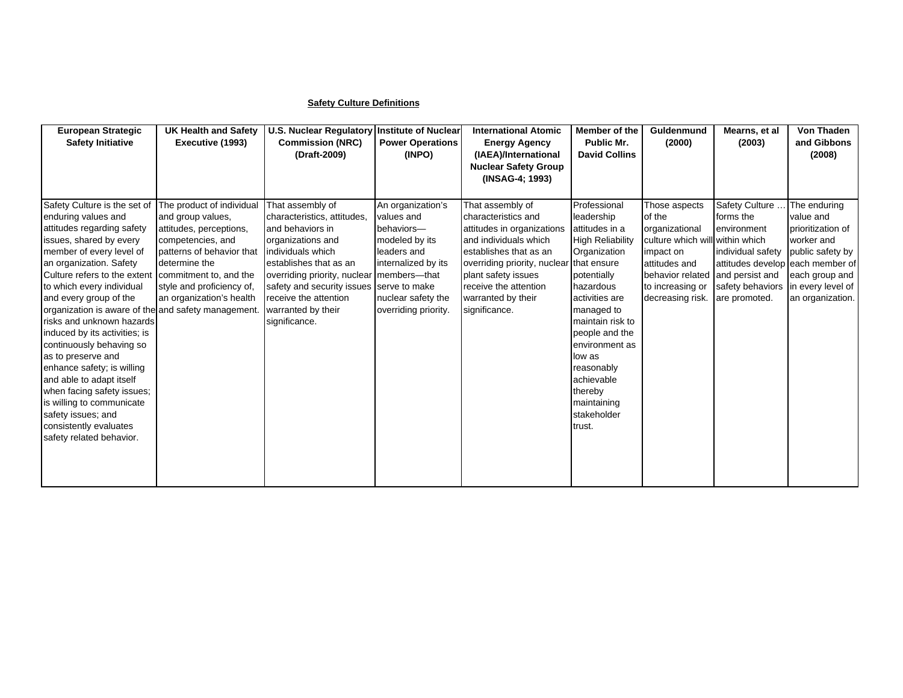**Safety Culture Definitions**

| European Strategic Safety Initiative | UK Health and Safety Executive (1993) | U.S. Nuclear Regulatory Commission (NRC) (Draft-2009) | Institute of Nuclear Power Operations (INPO) | International Atomic Energy Agency (IAEA)/International Nuclear Safety Group (INSAG-4; 1993) | Member of the Public Mr. David Collins | Guldenmund (2000) | Mearns, et al (2003) | Von Thaden and Gibbons (2008) |
|---|---|---|---|---|---|---|---|---|
| Safety Culture is the set of enduring values and attitudes regarding safety issues, shared by every member of every level of an organization. Safety Culture refers to the extent to which every individual and every group of the organization is aware of the risks and unknown hazards induced by its activities; is continuously behaving so as to preserve and enhance safety; is willing and able to adapt itself when facing safety issues; is willing to communicate safety issues; and consistently evaluates safety related behavior. | The product of individual and group values, attitudes, perceptions, competencies, and patterns of behavior that determine the commitment to, and the style and proficiency of, an organization's health and safety management. | That assembly of characteristics, attitudes, and behaviors in organizations and individuals which establishes that as an overriding priority, nuclear safety and security issues receive the attention warranted by their significance. | An organization's values and behaviors—modeled by its leaders and internalized by its members—that serve to make nuclear safety the overriding priority. | That assembly of characteristics and attitudes in organizations and individuals which establishes that as an overriding priority, nuclear plant safety issues receive the attention warranted by their significance. | Professional leadership attitudes in a High Reliability Organization that ensure potentially hazardous activities are managed to maintain risk to people and the environment as low as reasonably achievable thereby maintaining stakeholder trust. | Those aspects of the organizational culture which will impact on attitudes and behavior related to increasing or decreasing risk. | Safety Culture … forms the environment within which individual safety attitudes develop and persist and safety behaviors are promoted. | The enduring value and prioritization of worker and public safety by each member of each group and in every level of an organization. |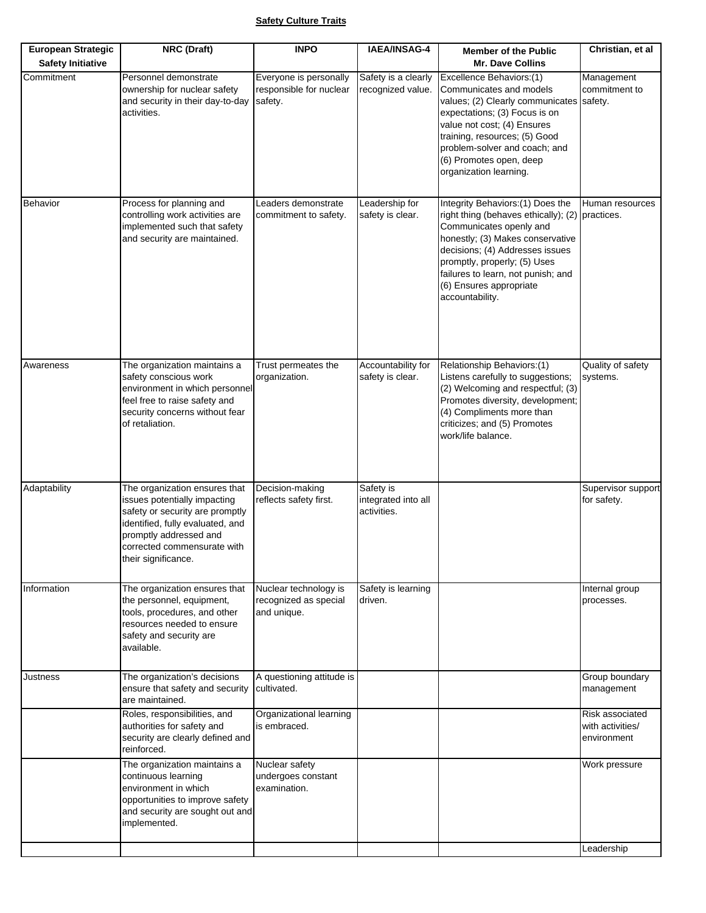**Safety Culture Traits**

| European Strategic Safety Initiative | NRC (Draft) | INPO | IAEA/INSAG-4 | Member of the Public Mr. Dave Collins | Christian, et al |
|---|---|---|---|---|---|
| Commitment | Personnel demonstrate ownership for nuclear safety and security in their day-to-day activities. | Everyone is personally responsible for nuclear safety. | Safety is a clearly recognized value. | Excellence Behaviors:(1) Communicates and models values; (2) Clearly communicates expectations; (3) Focus is on value not cost; (4) Ensures training, resources; (5) Good problem-solver and coach; and (6) Promotes open, deep organization learning. | Management commitment to safety. |
| Behavior | Process for planning and controlling work activities are implemented such that safety and security are maintained. | Leaders demonstrate commitment to safety. | Leadership for safety is clear. | Integrity Behaviors:(1) Does the right thing (behaves ethically); (2) Communicates openly and honestly; (3) Makes conservative decisions; (4) Addresses issues promptly, properly; (5) Uses failures to learn, not punish; and (6) Ensures appropriate accountability. | Human resources practices. |
| Awareness | The organization maintains a safety conscious work environment in which personnel feel free to raise safety and security concerns without fear of retaliation. | Trust permeates the organization. | Accountability for safety is clear. | Relationship Behaviors:(1) Listens carefully to suggestions; (2) Welcoming and respectful; (3) Promotes diversity, development; (4) Compliments more than criticizes; and (5) Promotes work/life balance. | Quality of safety systems. |
| Adaptability | The organization ensures that issues potentially impacting safety or security are promptly identified, fully evaluated, and promptly addressed and corrected commensurate with their significance. | Decision-making reflects safety first. | Safety is integrated into all activities. | | Supervisor support for safety. |
| Information | The organization ensures that the personnel, equipment, tools, procedures, and other resources needed to ensure safety and security are available. | Nuclear technology is recognized as special and unique. | Safety is learning driven. | | Internal group processes. |
| Justness | The organization's decisions ensure that safety and security are maintained. | A questioning attitude is cultivated. | | | Group boundary management |
| | Roles, responsibilities, and authorities for safety and security are clearly defined and reinforced. | Organizational learning is embraced. | | | Risk associated with activities/ environment |
| | The organization maintains a continuous learning environment in which opportunities to improve safety and security are sought out and implemented. | Nuclear safety undergoes constant examination. | | | Work pressure |
| | | | | | Leadership |